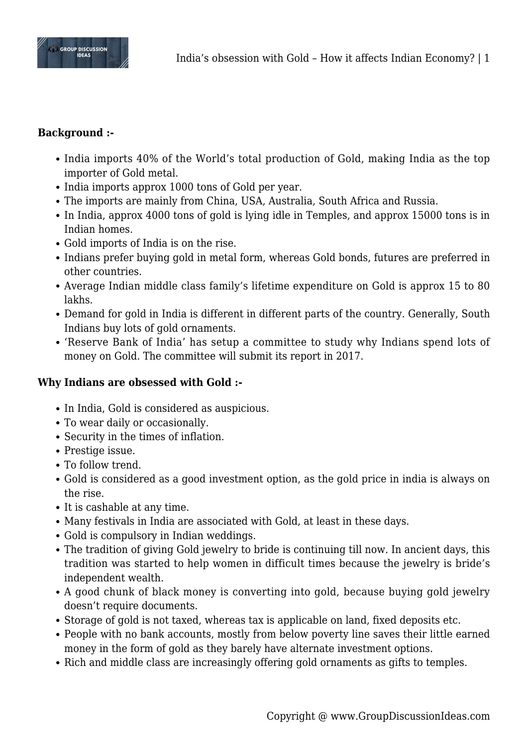**Background :-**

- India imports 40% of the World's total production of Gold, making India as the top importer of Gold metal.
- India imports approx 1000 tons of Gold per year.
- The imports are mainly from China, USA, Australia, South Africa and Russia.
- In India, approx 4000 tons of gold is lying idle in Temples, and approx 15000 tons is in Indian homes.
- Gold imports of India is on the rise.
- Indians prefer buying gold in metal form, whereas Gold bonds, futures are preferred in other countries.
- Average Indian middle class family's lifetime expenditure on Gold is approx 15 to 80 lakhs.
- Demand for gold in India is different in different parts of the country. Generally, South Indians buy lots of gold ornaments.
- 'Reserve Bank of India' has setup a committee to study why Indians spend lots of money on Gold. The committee will submit its report in 2017.

**Why Indians are obsessed with Gold :-**

- In India, Gold is considered as auspicious.
- To wear daily or occasionally.
- Security in the times of inflation.
- Prestige issue.
- To follow trend.
- Gold is considered as a good investment option, as the gold price in india is always on the rise.
- It is cashable at any time.
- Many festivals in India are associated with Gold, at least in these days.
- Gold is compulsory in Indian weddings.
- The tradition of giving Gold jewelry to bride is continuing till now. In ancient days, this tradition was started to help women in difficult times because the jewelry is bride's independent wealth.
- A good chunk of black money is converting into gold, because buying gold jewelry doesn't require documents.
- Storage of gold is not taxed, whereas tax is applicable on land, fixed deposits etc.
- People with no bank accounts, mostly from below poverty line saves their little earned money in the form of gold as they barely have alternate investment options.
- Rich and middle class are increasingly offering gold ornaments as gifts to temples.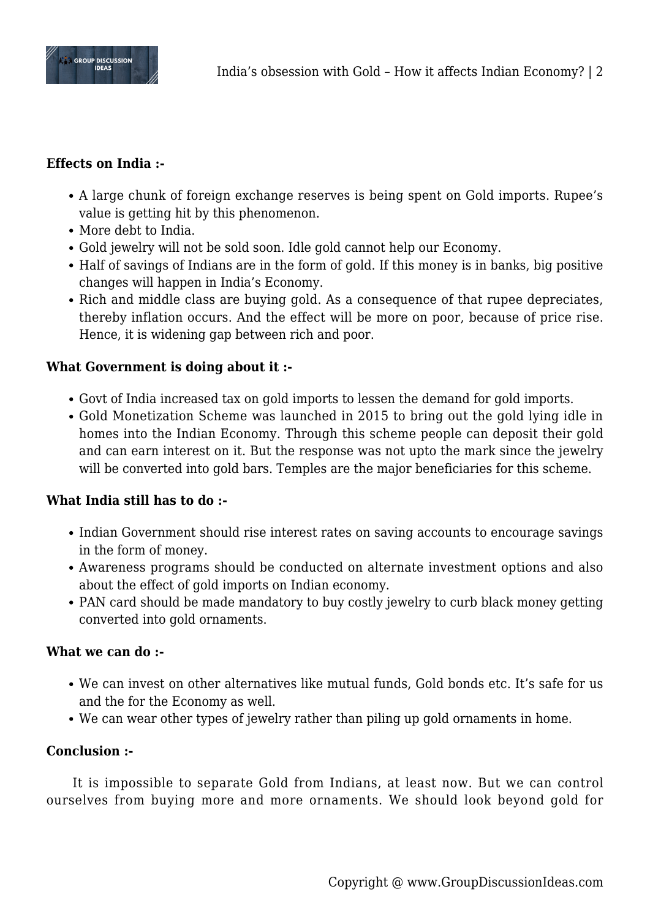**Effects on India :-**

- A large chunk of foreign exchange reserves is being spent on Gold imports. Rupee's value is getting hit by this phenomenon.
- More debt to India.
- Gold jewelry will not be sold soon. Idle gold cannot help our Economy.
- Half of savings of Indians are in the form of gold. If this money is in banks, big positive changes will happen in India's Economy.
- Rich and middle class are buying gold. As a consequence of that rupee depreciates, thereby inflation occurs. And the effect will be more on poor, because of price rise. Hence, it is widening gap between rich and poor.

**What Government is doing about it :-**

- Govt of India increased tax on gold imports to lessen the demand for gold imports.
- Gold Monetization Scheme was launched in 2015 to bring out the gold lying idle in homes into the Indian Economy. Through this scheme people can deposit their gold and can earn interest on it. But the response was not upto the mark since the jewelry will be converted into gold bars. Temples are the major beneficiaries for this scheme.

**What India still has to do :-**

- Indian Government should rise interest rates on saving accounts to encourage savings in the form of money.
- Awareness programs should be conducted on alternate investment options and also about the effect of gold imports on Indian economy.
- PAN card should be made mandatory to buy costly jewelry to curb black money getting converted into gold ornaments.

**What we can do :-**

- We can invest on other alternatives like mutual funds, Gold bonds etc. It's safe for us and the for the Economy as well.
- We can wear other types of jewelry rather than piling up gold ornaments in home.

**Conclusion :-**

It is impossible to separate Gold from Indians, at least now. But we can control ourselves from buying more and more ornaments. We should look beyond gold for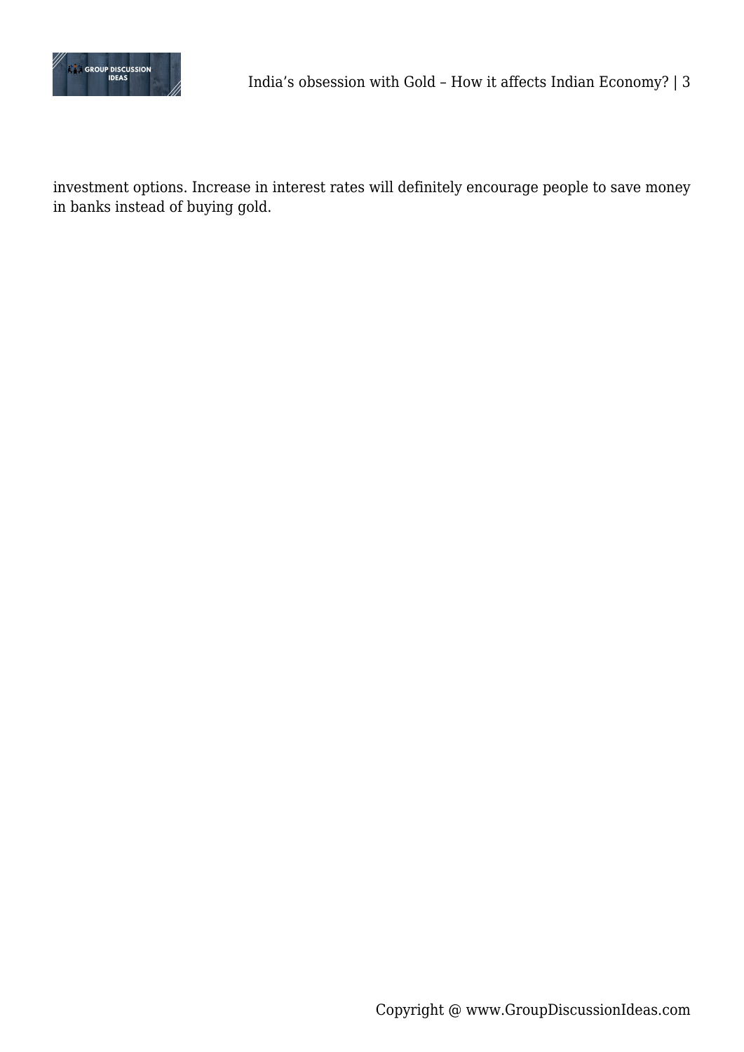investment options. Increase in interest rates will definitely encourage people to save money in banks instead of buying gold.